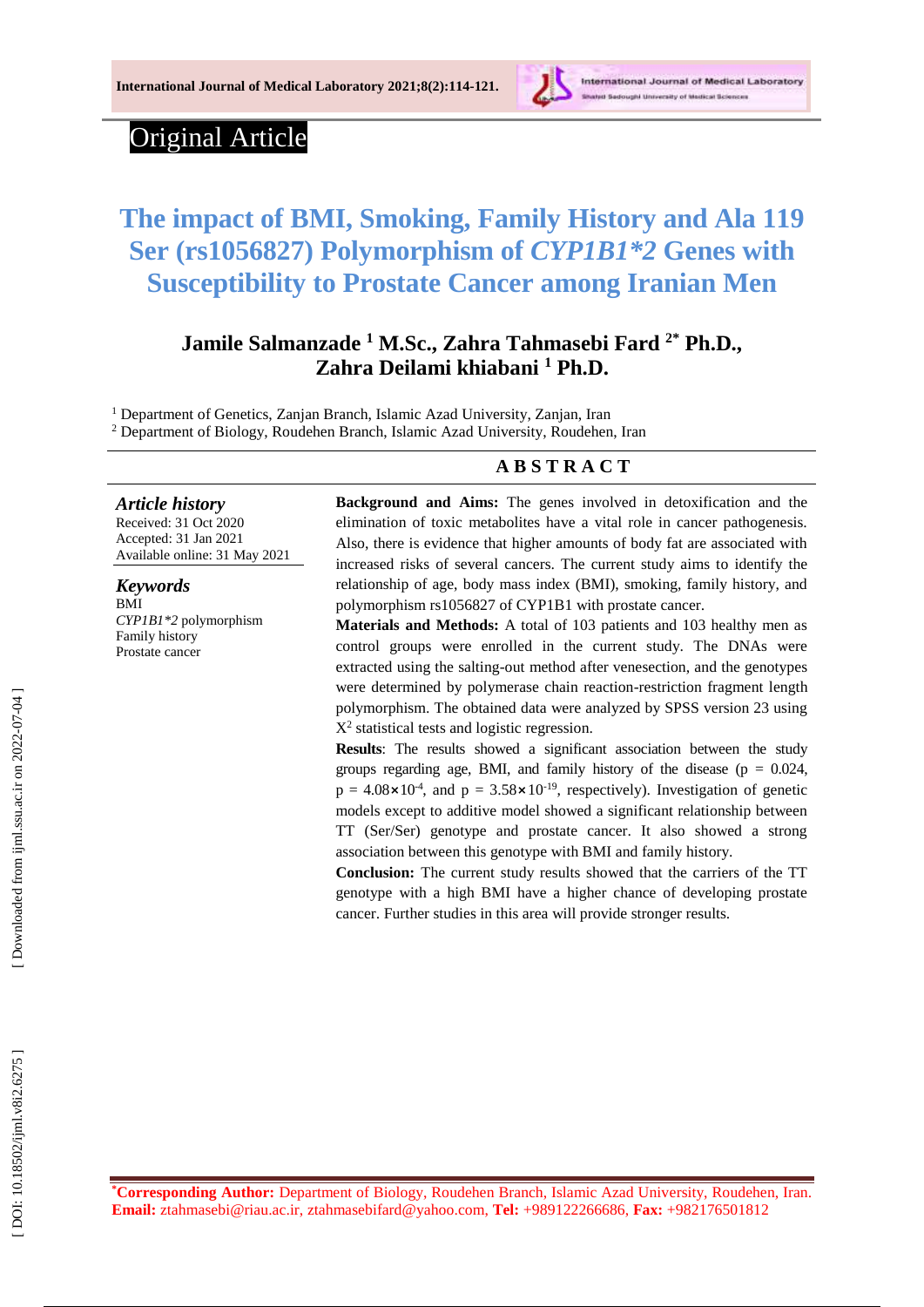Original Article

# The impact of BMI, Smoking, Family History and Ala 119 Ser (rs1056827) Polymorphism of *CYP1B1*2* Genes with Susceptibility to Prostate Cancer among Iranian Men

**Jamile Salmanzade [1] M.Sc., Zahra Tahmasebi Fard [2*] Ph.D., Zahra Deilami khiabani [1] Ph.D.**

[1] Department of Genetics, Zanjan Branch, Islamic Azad University, Zanjan, Iran
[2] Department of Biology, Roudehen Branch, Islamic Azad University, Roudehen, Iran

## ABSTRACT

***Article history***
Received: 31 Oct 2020
Accepted: 31 Jan 2021
Available online: 31 May 2021

***Keywords***
BMI
*CYP1B1*2* polymorphism
Family history
Prostate cancer

**Background and Aims:** The genes involved in detoxification and the elimination of toxic metabolites have a vital role in cancer pathogenesis. Also, there is evidence that higher amounts of body fat are associated with increased risks of several cancers. The current study aims to identify the relationship of age, body mass index (BMI), smoking, family history, and polymorphism rs1056827 of CYP1B1 with prostate cancer.

**Materials and Methods:** A total of 103 patients and 103 healthy men as control groups were enrolled in the current study. The DNAs were extracted using the salting-out method after venesection, and the genotypes were determined by polymerase chain reaction-restriction fragment length polymorphism. The obtained data were analyzed by SPSS version 23 using $X^2$ statistical tests and logistic regression.

**Results**: The results showed a significant association between the study groups regarding age, BMI, and family history of the disease ($p = 0.024$, $p = 4.08\times10^{-4}$, and $p = 3.58\times10^{-19}$, respectively). Investigation of genetic models except to additive model showed a significant relationship between TT (Ser/Ser) genotype and prostate cancer. It also showed a strong association between this genotype with BMI and family history.

**Conclusion:** The current study results showed that the carriers of the TT genotype with a high BMI have a higher chance of developing prostate cancer. Further studies in this area will provide stronger results.

**\*Corresponding Author:** Department of Biology, Roudehen Branch, Islamic Azad University, Roudehen, Iran. **Email:** ztahmasebi@riau.ac.ir, ztahmasebifard@yahoo.com, **Tel:** +989122266686, **Fax:** +982176501812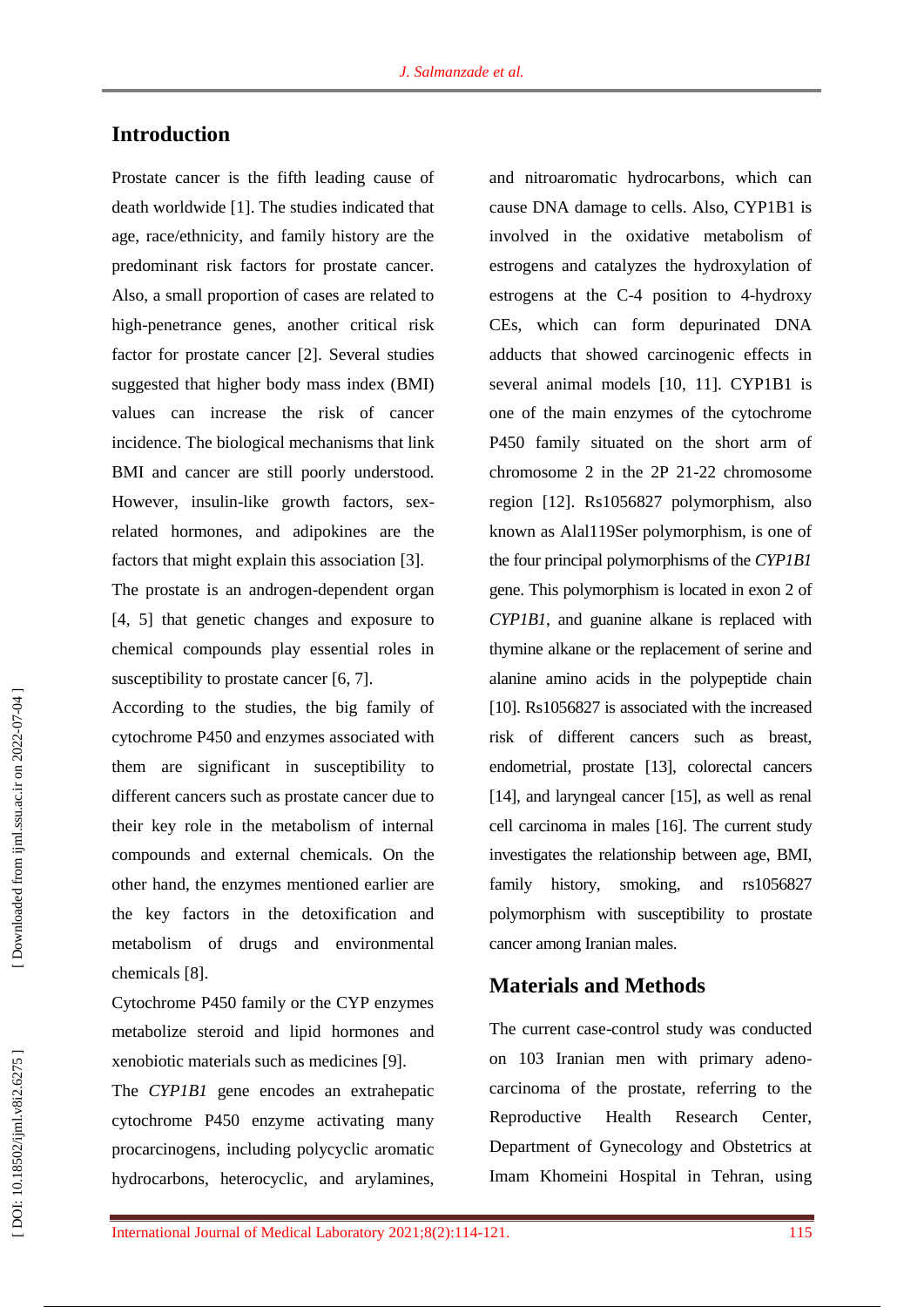## Introduction

Prostate cancer is the fifth leading cause of death worldwide [1]. The studies indicated that age, race/ethnicity, and family history are the predominant risk factors for prostate cancer. Also, a small proportion of cases are related to high-penetrance genes, another critical risk factor for prostate cancer [2]. Several studies suggested that higher body mass index (BMI) values can increase the risk of cancer incidence. The biological mechanisms that link BMI and cancer are still poorly understood. However, insulin-like growth factors, sex-related hormones, and adipokines are the factors that might explain this association [3].

The prostate is an androgen-dependent organ [4, 5] that genetic changes and exposure to chemical compounds play essential roles in susceptibility to prostate cancer [6, 7].

According to the studies, the big family of cytochrome P450 and enzymes associated with them are significant in susceptibility to different cancers such as prostate cancer due to their key role in the metabolism of internal compounds and external chemicals. On the other hand, the enzymes mentioned earlier are the key factors in the detoxification and metabolism of drugs and environmental chemicals [8].

Cytochrome P450 family or the CYP enzymes metabolize steroid and lipid hormones and xenobiotic materials such as medicines [9].

The *CYP1B1* gene encodes an extrahepatic cytochrome P450 enzyme activating many procarcinogens, including polycyclic aromatic hydrocarbons, heterocyclic, and arylamines, and nitroaromatic hydrocarbons, which can cause DNA damage to cells. Also, CYP1B1 is involved in the oxidative metabolism of estrogens and catalyzes the hydroxylation of estrogens at the C-4 position to 4-hydroxy CEs, which can form depurinated DNA adducts that showed carcinogenic effects in several animal models [10, 11]. CYP1B1 is one of the main enzymes of the cytochrome P450 family situated on the short arm of chromosome 2 in the 2P 21-22 chromosome region [12]. Rs1056827 polymorphism, also known as Alal119Ser polymorphism, is one of the four principal polymorphisms of the *CYP1B1* gene. This polymorphism is located in exon 2 of *CYP1B1*, and guanine alkane is replaced with thymine alkane or the replacement of serine and alanine amino acids in the polypeptide chain [10]. Rs1056827 is associated with the increased risk of different cancers such as breast, endometrial, prostate [13], colorectal cancers [14], and laryngeal cancer [15], as well as renal cell carcinoma in males [16]. The current study investigates the relationship between age, BMI, family history, smoking, and rs1056827 polymorphism with susceptibility to prostate cancer among Iranian males.

## Materials and Methods

The current case-control study was conducted on 103 Iranian men with primary adeno-carcinoma of the prostate, referring to the Reproductive Health Research Center, Department of Gynecology and Obstetrics at Imam Khomeini Hospital in Tehran, using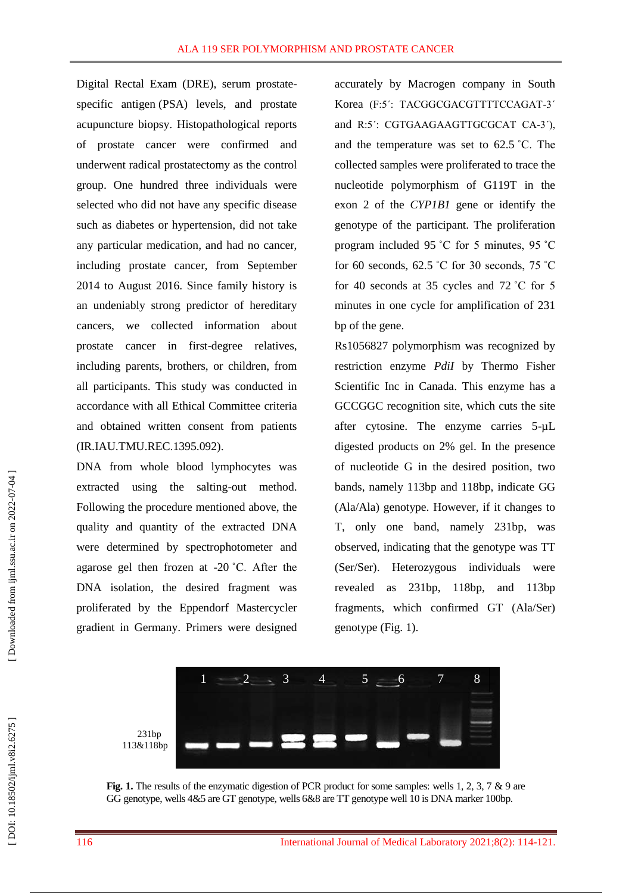Digital Rectal Exam (DRE), serum prostate-specific antigen (PSA) levels, and prostate acupuncture biopsy. Histopathological reports of prostate cancer were confirmed and underwent radical prostatectomy as the control group. One hundred three individuals were selected who did not have any specific disease such as diabetes or hypertension, did not take any particular medication, and had no cancer, including prostate cancer, from September 2014 to August 2016. Since family history is an undeniably strong predictor of hereditary cancers, we collected information about prostate cancer in first-degree relatives, including parents, brothers, or children, from all participants. This study was conducted in accordance with all Ethical Committee criteria and obtained written consent from patients (IR.IAU.TMU.REC.1395.092).

DNA from whole blood lymphocytes was extracted using the salting-out method. Following the procedure mentioned above, the quality and quantity of the extracted DNA were determined by spectrophotometer and agarose gel then frozen at -20 ˚C. After the DNA isolation, the desired fragment was proliferated by the Eppendorf Mastercycler gradient in Germany. Primers were designed accurately by Macrogen company in South Korea (F:5´: TACGGCGACGTTTTCCAGAT-3´ and R:5´: CGTGAAGAAGTTGCGCAT CA-3´), and the temperature was set to 62.5 ˚C. The collected samples were proliferated to trace the nucleotide polymorphism of G119T in the exon 2 of the *CYP1B1* gene or identify the genotype of the participant. The proliferation program included 95 ˚C for 5 minutes, 95 ˚C for 60 seconds, 62.5 ˚C for 30 seconds, 75 ˚C for 40 seconds at 35 cycles and 72 ˚C for 5 minutes in one cycle for amplification of 231 bp of the gene.

Rs1056827 polymorphism was recognized by restriction enzyme *PdiI* by Thermo Fisher Scientific Inc in Canada. This enzyme has a GCCGGC recognition site, which cuts the site after cytosine. The enzyme carries 5-µL digested products on 2% gel. In the presence of nucleotide G in the desired position, two bands, namely 113bp and 118bp, indicate GG (Ala/Ala) genotype. However, if it changes to T, only one band, namely 231bp, was observed, indicating that the genotype was TT (Ser/Ser). Heterozygous individuals were revealed as 231bp, 118bp, and 113bp fragments, which confirmed GT (Ala/Ser) genotype (Fig. 1).

**Fig. 1.** The results of the enzymatic digestion of PCR product for some samples: wells 1, 2, 3, 7 & 9 are GG genotype, wells 4&5 are GT genotype, wells 6&8 are TT genotype well 10 is DNA marker 100bp.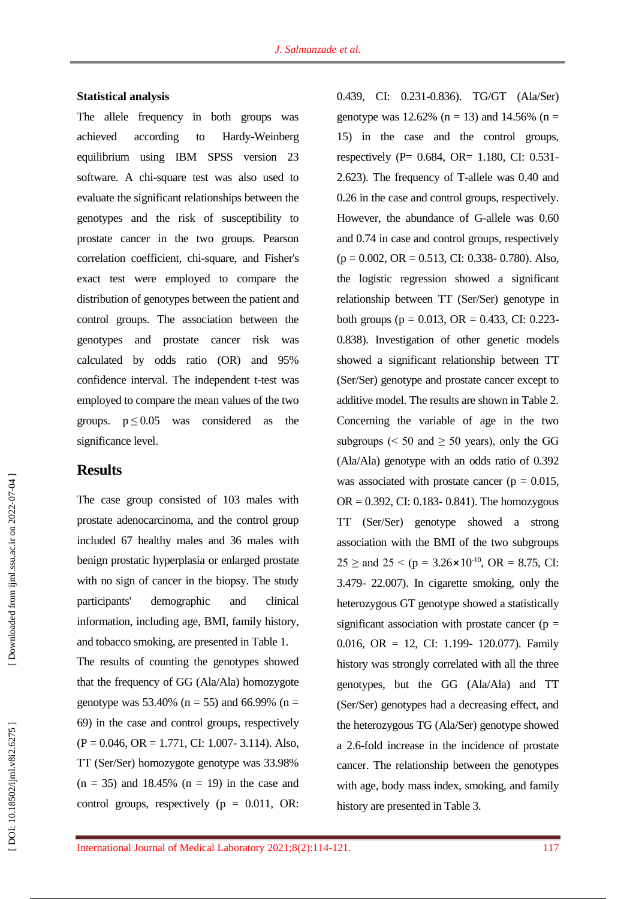**Statistical analysis**

The allele frequency in both groups was achieved according to Hardy-Weinberg equilibrium using IBM SPSS version 23 software. A chi-square test was also used to evaluate the significant relationships between the genotypes and the risk of susceptibility to prostate cancer in the two groups. Pearson correlation coefficient, chi-square, and Fisher's exact test were employed to compare the distribution of genotypes between the patient and control groups. The association between the genotypes and prostate cancer risk was calculated by odds ratio (OR) and 95% confidence interval. The independent t-test was employed to compare the mean values of the two groups. $p \leq 0.05$ was considered as the significance level.

# Results

The case group consisted of 103 males with prostate adenocarcinoma, and the control group included 67 healthy males and 36 males with benign prostatic hyperplasia or enlarged prostate with no sign of cancer in the biopsy. The study participants' demographic and clinical information, including age, BMI, family history, and tobacco smoking, are presented in Table 1.

The results of counting the genotypes showed that the frequency of GG (Ala/Ala) homozygote genotype was 53.40% (n = 55) and 66.99% (n = 69) in the case and control groups, respectively (P = 0.046, OR = 1.771, CI: 1.007- 3.114). Also, TT (Ser/Ser) homozygote genotype was 33.98% (n = 35) and 18.45% (n = 19) in the case and control groups, respectively (p = 0.011, OR: 0.439, CI: 0.231-0.836). TG/GT (Ala/Ser) genotype was 12.62% (n = 13) and 14.56% (n = 15) in the case and the control groups, respectively (P= 0.684, OR= 1.180, CI: 0.531-2.623). The frequency of T-allele was 0.40 and 0.26 in the case and control groups, respectively. However, the abundance of G-allele was 0.60 and 0.74 in case and control groups, respectively (p = 0.002, OR = 0.513, CI: 0.338- 0.780). Also, the logistic regression showed a significant relationship between TT (Ser/Ser) genotype in both groups (p = 0.013, OR = 0.433, CI: 0.223-0.838). Investigation of other genetic models showed a significant relationship between TT (Ser/Ser) genotype and prostate cancer except to additive model. The results are shown in Table 2.

Concerning the variable of age in the two subgroups (< 50 and ≥ 50 years), only the GG (Ala/Ala) genotype with an odds ratio of 0.392 was associated with prostate cancer (p = 0.015, OR = 0.392, CI: 0.183- 0.841). The homozygous TT (Ser/Ser) genotype showed a strong association with the BMI of the two subgroups 25 ≥ and 25 < ($p = 3.26 \times 10^{-10}$, OR = 8.75, CI: 3.479- 22.007). In cigarette smoking, only the heterozygous GT genotype showed a statistically significant association with prostate cancer (p = 0.016, OR = 12, CI: 1.199- 120.077). Family history was strongly correlated with all the three genotypes, but the GG (Ala/Ala) and TT (Ser/Ser) genotypes had a decreasing effect, and the heterozygous TG (Ala/Ser) genotype showed a 2.6-fold increase in the incidence of prostate cancer. The relationship between the genotypes with age, body mass index, smoking, and family history are presented in Table 3.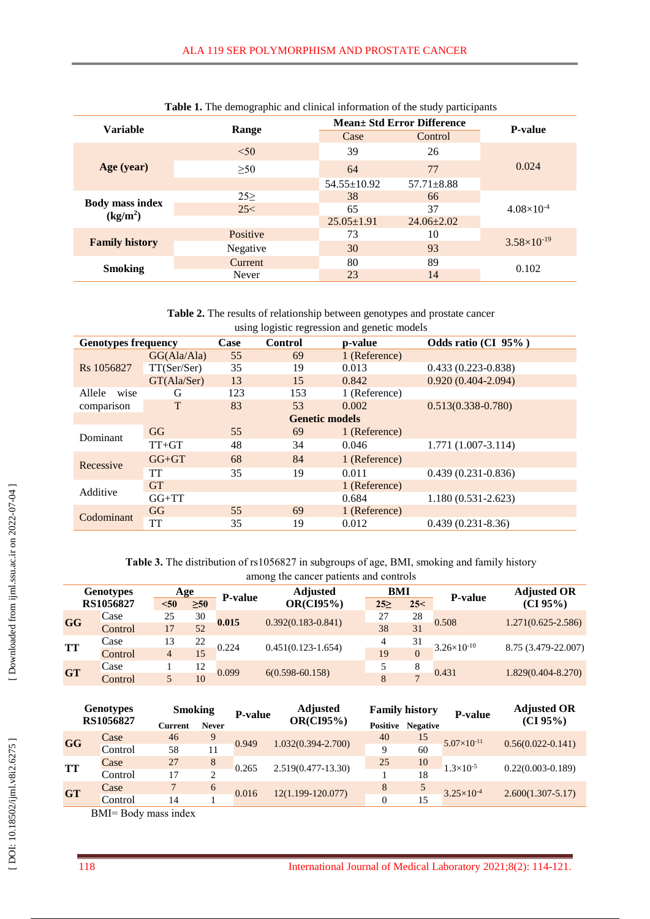**Table 1.** The demographic and clinical information of the study participants

| Variable | Range | Mean± Std Error Difference | | P-value |
|---|---|---|---|---|
| | | Case | Control | |
| Age (year) | <50 | 39 | 26 | 0.024 |
| | ≥50 | 64 | 77 | |
| | | 54.55±10.92 | 57.71±8.88 | |
| Body mass index (kg/m$^2$) | 25≥ | 38 | 66 | $4.08\times10^{-4}$ |
| | 25< | 65 | 37 | |
| | | 25.05±1.91 | 24.06±2.02 | |
| Family history | Positive | 73 | 10 | $3.58\times10^{-19}$ |
| | Negative | 30 | 93 | |
| Smoking | Current | 80 | 89 | 0.102 |
| | Never | 23 | 14 | |

**Table 2.** The results of relationship between genotypes and prostate cancer using logistic regression and genetic models

| Genotypes frequency | | Case | Control | p-value | Odds ratio (CI 95% ) |
|---|---|---|---|---|---|
| Rs 1056827 | GG(Ala/Ala) | 55 | 69 | 1 (Reference) | |
| | TT(Ser/Ser) | 35 | 19 | 0.013 | 0.433 (0.223-0.838) |
| | GT(Ala/Ser) | 13 | 15 | 0.842 | 0.920 (0.404-2.094) |
| Allele wise comparison | G | 123 | 153 | 1 (Reference) | |
| | T | 83 | 53 | 0.002 | 0.513(0.338-0.780) |
| | | | Genetic models | | |
| Dominant | GG | 55 | 69 | 1 (Reference) | |
| | TT+GT | 48 | 34 | 0.046 | 1.771 (1.007-3.114) |
| Recessive | GG+GT | 68 | 84 | 1 (Reference) | |
| | TT | 35 | 19 | 0.011 | 0.439 (0.231-0.836) |
| Additive | GT | | | 1 (Reference) | |
| | GG+TT | | | 0.684 | 1.180 (0.531-2.623) |
| Codominant | GG | 55 | 69 | 1 (Reference) | |
| | TT | 35 | 19 | 0.012 | 0.439 (0.231-8.36) |

**Table 3.** The distribution of rs1056827 in subgroups of age, BMI, smoking and family history among the cancer patients and controls

| Genotypes RS1056827 | | Age <50 | Age ≥50 | P-value | Adjusted OR(CI95%) | BMI 25≥ | BMI 25< | P-value | Adjusted OR (CI 95%) |
|---|---|---|---|---|---|---|---|---|---|
| GG | Case | 25 | 30 | **0.015** | 0.392(0.183-0.841) | 27 | 28 | 0.508 | 1.271(0.625-2.586) |
| | Control | 17 | 52 | | | 38 | 31 | | |
| TT | Case | 13 | 22 | 0.224 | 0.451(0.123-1.654) | 4 | 31 | $3.26\times10^{-10}$ | 8.75 (3.479-22.007) |
| | Control | 4 | 15 | | | 19 | 0 | | |
| GT | Case | 1 | 12 | 0.099 | 6(0.598-60.158) | 5 | 8 | 0.431 | 1.829(0.404-8.270) |
| | Control | 5 | 10 | | | 8 | 7 | | |

| Genotypes RS1056827 | | Smoking Current | Smoking Never | P-value | Adjusted OR(CI95%) | Family history Positive | Family history Negative | P-value | Adjusted OR (CI 95%) |
|---|---|---|---|---|---|---|---|---|---|
| GG | Case | 46 | 9 | 0.949 | 1.032(0.394-2.700) | 40 | 15 | $5.07\times10^{-11}$ | 0.56(0.022-0.141) |
| | Control | 58 | 11 | | | 9 | 60 | | |
| TT | Case | 27 | 8 | 0.265 | 2.519(0.477-13.30) | 25 | 10 | $1.3\times10^{-5}$ | 0.22(0.003-0.189) |
| | Control | 17 | 2 | | | 1 | 18 | | |
| GT | Case | 7 | 6 | 0.016 | 12(1.199-120.077) | 8 | 5 | $3.25\times10^{-4}$ | 2.600(1.307-5.17) |
| | Control | 14 | 1 | | | 0 | 15 | | |

BMI= Body mass index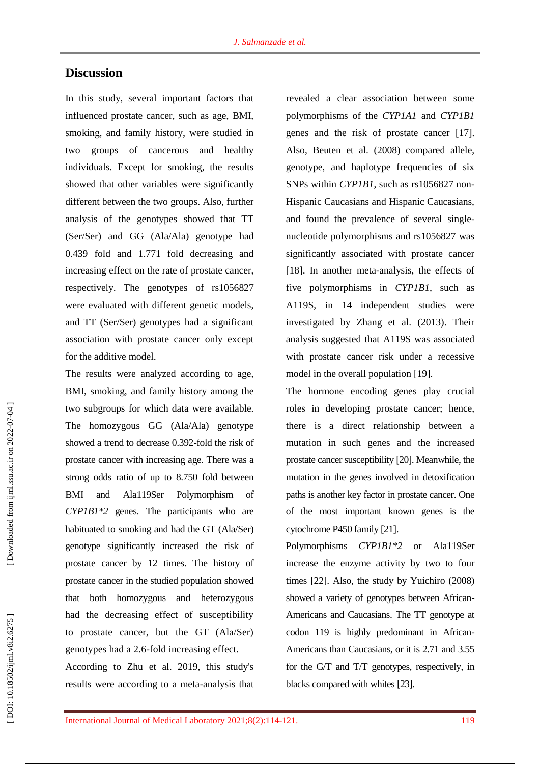## Discussion

In this study, several important factors that influenced prostate cancer, such as age, BMI, smoking, and family history, were studied in two groups of cancerous and healthy individuals. Except for smoking, the results showed that other variables were significantly different between the two groups. Also, further analysis of the genotypes showed that TT (Ser/Ser) and GG (Ala/Ala) genotype had 0.439 fold and 1.771 fold decreasing and increasing effect on the rate of prostate cancer, respectively. The genotypes of rs1056827 were evaluated with different genetic models, and TT (Ser/Ser) genotypes had a significant association with prostate cancer only except for the additive model.

The results were analyzed according to age, BMI, smoking, and family history among the two subgroups for which data were available. The homozygous GG (Ala/Ala) genotype showed a trend to decrease 0.392-fold the risk of prostate cancer with increasing age. There was a strong odds ratio of up to 8.750 fold between BMI and Ala119Ser Polymorphism of *CYP1B1\*2* genes. The participants who are habituated to smoking and had the GT (Ala/Ser) genotype significantly increased the risk of prostate cancer by 12 times. The history of prostate cancer in the studied population showed that both homozygous and heterozygous had the decreasing effect of susceptibility to prostate cancer, but the GT (Ala/Ser) genotypes had a 2.6-fold increasing effect.

According to Zhu et al. 2019, this study's results were according to a meta-analysis that revealed a clear association between some polymorphisms of the *CYP1A1* and *CYP1B1* genes and the risk of prostate cancer [17]. Also, Beuten et al. (2008) compared allele, genotype, and haplotype frequencies of six SNPs within *CYP1B1*, such as rs1056827 non-Hispanic Caucasians and Hispanic Caucasians, and found the prevalence of several single-nucleotide polymorphisms and rs1056827 was significantly associated with prostate cancer [18]. In another meta-analysis, the effects of five polymorphisms in *CYP1B1*, such as A119S, in 14 independent studies were investigated by Zhang et al. (2013). Their analysis suggested that A119S was associated with prostate cancer risk under a recessive model in the overall population [19].

The hormone encoding genes play crucial roles in developing prostate cancer; hence, there is a direct relationship between a mutation in such genes and the increased prostate cancer susceptibility [20]. Meanwhile, the mutation in the genes involved in detoxification paths is another key factor in prostate cancer. One of the most important known genes is the cytochrome P450 family [21].

Polymorphisms *CYP1B1\*2* or Ala119Ser increase the enzyme activity by two to four times [22]. Also, the study by Yuichiro (2008) showed a variety of genotypes between African-Americans and Caucasians. The TT genotype at codon 119 is highly predominant in African-Americans than Caucasians, or it is 2.71 and 3.55 for the G/T and T/T genotypes, respectively, in blacks compared with whites [23].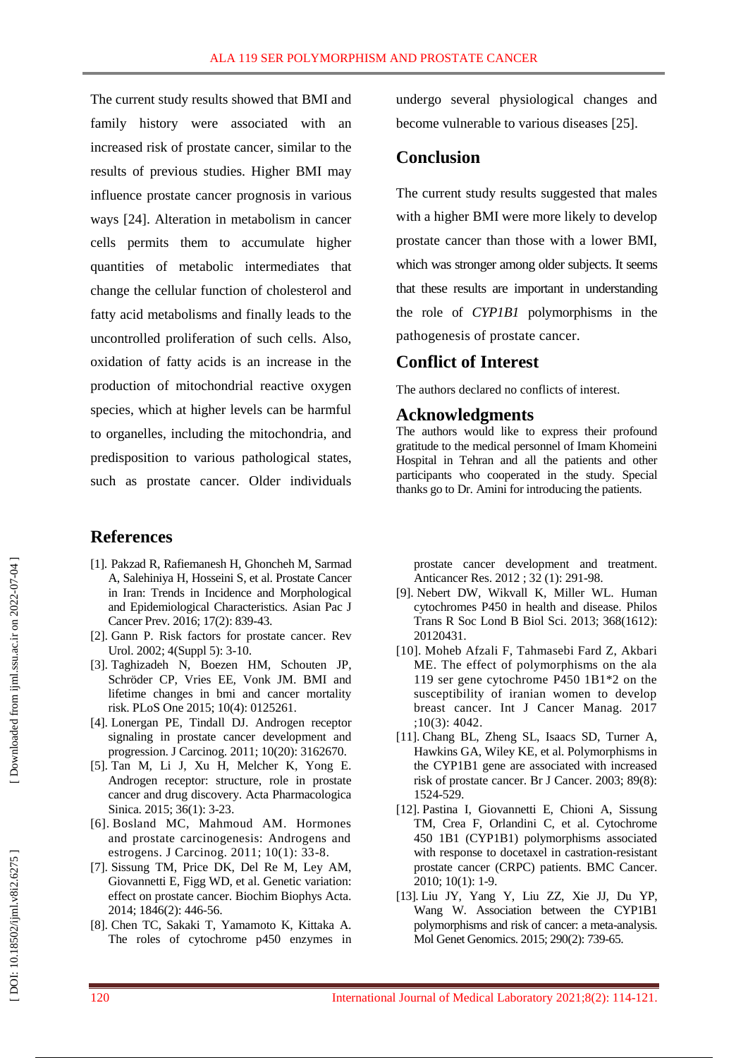The current study results showed that BMI and family history were associated with an increased risk of prostate cancer, similar to the results of previous studies. Higher BMI may influence prostate cancer prognosis in various ways [24]. Alteration in metabolism in cancer cells permits them to accumulate higher quantities of metabolic intermediates that change the cellular function of cholesterol and fatty acid metabolisms and finally leads to the uncontrolled proliferation of such cells. Also, oxidation of fatty acids is an increase in the production of mitochondrial reactive oxygen species, which at higher levels can be harmful to organelles, including the mitochondria, and predisposition to various pathological states, such as prostate cancer. Older individuals undergo several physiological changes and become vulnerable to various diseases [25].

## Conclusion

The current study results suggested that males with a higher BMI were more likely to develop prostate cancer than those with a lower BMI, which was stronger among older subjects. It seems that these results are important in understanding the role of *CYP1B1* polymorphisms in the pathogenesis of prostate cancer.

## Conflict of Interest

The authors declared no conflicts of interest.

## Acknowledgments

The authors would like to express their profound gratitude to the medical personnel of Imam Khomeini Hospital in Tehran and all the patients and other participants who cooperated in the study. Special thanks go to Dr. Amini for introducing the patients.

## References

[1]. Pakzad R, Rafiemanesh H, Ghoncheh M, Sarmad A, Salehiniya H, Hosseini S, et al. Prostate Cancer in Iran: Trends in Incidence and Morphological and Epidemiological Characteristics. Asian Pac J Cancer Prev. 2016; 17(2): 839-43.

[2]. Gann P. Risk factors for prostate cancer. Rev Urol. 2002; 4(Suppl 5): 3-10.

[3]. Taghizadeh N, Boezen HM, Schouten JP, Schröder CP, Vries EE, Vonk JM. BMI and lifetime changes in bmi and cancer mortality risk. PLoS One 2015; 10(4): 0125261.

[4]. Lonergan PE, Tindall DJ. Androgen receptor signaling in prostate cancer development and progression. J Carcinog. 2011; 10(20): 3162670.

[5]. Tan M, Li J, Xu H, Melcher K, Yong E. Androgen receptor: structure, role in prostate cancer and drug discovery. Acta Pharmacologica Sinica. 2015; 36(1): 3-23.

[6]. Bosland MC, Mahmoud AM. Hormones and prostate carcinogenesis: Androgens and estrogens. J Carcinog. 2011; 10(1): 33-8.

[7]. Sissung TM, Price DK, Del Re M, Ley AM, Giovannetti E, Figg WD, et al. Genetic variation: effect on prostate cancer. Biochim Biophys Acta. 2014; 1846(2): 446-56.

[8]. Chen TC, Sakaki T, Yamamoto K, Kittaka A. The roles of cytochrome p450 enzymes in prostate cancer development and treatment. Anticancer Res. 2012 ; 32 (1): 291-98.

[9]. Nebert DW, Wikvall K, Miller WL. Human cytochromes P450 in health and disease. Philos Trans R Soc Lond B Biol Sci. 2013; 368(1612): 20120431.

[10]. Moheb Afzali F, Tahmasebi Fard Z, Akbari ME. The effect of polymorphisms on the ala 119 ser gene cytochrome P450 1B1*2 on the susceptibility of iranian women to develop breast cancer. Int J Cancer Manag. 2017 ;10(3): 4042.

[11]. Chang BL, Zheng SL, Isaacs SD, Turner A, Hawkins GA, Wiley KE, et al. Polymorphisms in the CYP1B1 gene are associated with increased risk of prostate cancer. Br J Cancer. 2003; 89(8): 1524-529.

[12]. Pastina I, Giovannetti E, Chioni A, Sissung TM, Crea F, Orlandini C, et al. Cytochrome 450 1B1 (CYP1B1) polymorphisms associated with response to docetaxel in castration-resistant prostate cancer (CRPC) patients. BMC Cancer. 2010; 10(1): 1-9.

[13]. Liu JY, Yang Y, Liu ZZ, Xie JJ, Du YP, Wang W. Association between the CYP1B1 polymorphisms and risk of cancer: a meta-analysis. Mol Genet Genomics. 2015; 290(2): 739-65.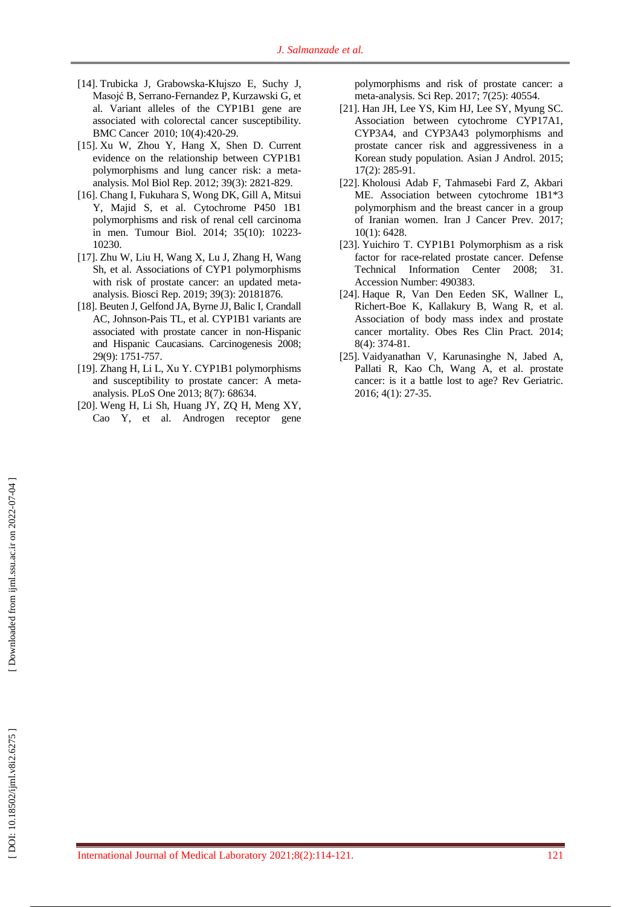[14]. Trubicka J, Grabowska-Kłujszo E, Suchy J, Masojć B, Serrano-Fernandez P, Kurzawski G, et al. Variant alleles of the CYP1B1 gene are associated with colorectal cancer susceptibility. BMC Cancer 2010; 10(4):420-29.

[15]. Xu W, Zhou Y, Hang X, Shen D. Current evidence on the relationship between CYP1B1 polymorphisms and lung cancer risk: a meta-analysis. Mol Biol Rep. 2012; 39(3): 2821-829.

[16]. Chang I, Fukuhara S, Wong DK, Gill A, Mitsui Y, Majid S, et al. Cytochrome P450 1B1 polymorphisms and risk of renal cell carcinoma in men. Tumour Biol. 2014; 35(10): 10223-10230.

[17]. Zhu W, Liu H, Wang X, Lu J, Zhang H, Wang Sh, et al. Associations of CYP1 polymorphisms with risk of prostate cancer: an updated meta-analysis. Biosci Rep. 2019; 39(3): 20181876.

[18]. Beuten J, Gelfond JA, Byrne JJ, Balic I, Crandall AC, Johnson-Pais TL, et al. CYP1B1 variants are associated with prostate cancer in non-Hispanic and Hispanic Caucasians. Carcinogenesis 2008; 29(9): 1751-757.

[19]. Zhang H, Li L, Xu Y. CYP1B1 polymorphisms and susceptibility to prostate cancer: A meta-analysis. PLoS One 2013; 8(7): 68634.

[20]. Weng H, Li Sh, Huang JY, ZQ H, Meng XY, Cao Y, et al. Androgen receptor gene polymorphisms and risk of prostate cancer: a meta-analysis. Sci Rep. 2017; 7(25): 40554.

[21]. Han JH, Lee YS, Kim HJ, Lee SY, Myung SC. Association between cytochrome CYP17A1, CYP3A4, and CYP3A43 polymorphisms and prostate cancer risk and aggressiveness in a Korean study population. Asian J Androl. 2015; 17(2): 285-91.

[22]. Kholousi Adab F, Tahmasebi Fard Z, Akbari ME. Association between cytochrome 1B1*3 polymorphism and the breast cancer in a group of Iranian women. Iran J Cancer Prev. 2017; 10(1): 6428.

[23]. Yuichiro T. CYP1B1 Polymorphism as a risk factor for race-related prostate cancer. Defense Technical Information Center 2008; 31. Accession Number: 490383.

[24]. Haque R, Van Den Eeden SK, Wallner L, Richert-Boe K, Kallakury B, Wang R, et al. Association of body mass index and prostate cancer mortality. Obes Res Clin Pract. 2014; 8(4): 374-81.

[25]. Vaidyanathan V, Karunasinghe N, Jabed A, Pallati R, Kao Ch, Wang A, et al. prostate cancer: is it a battle lost to age? Rev Geriatric. 2016; 4(1): 27-35.